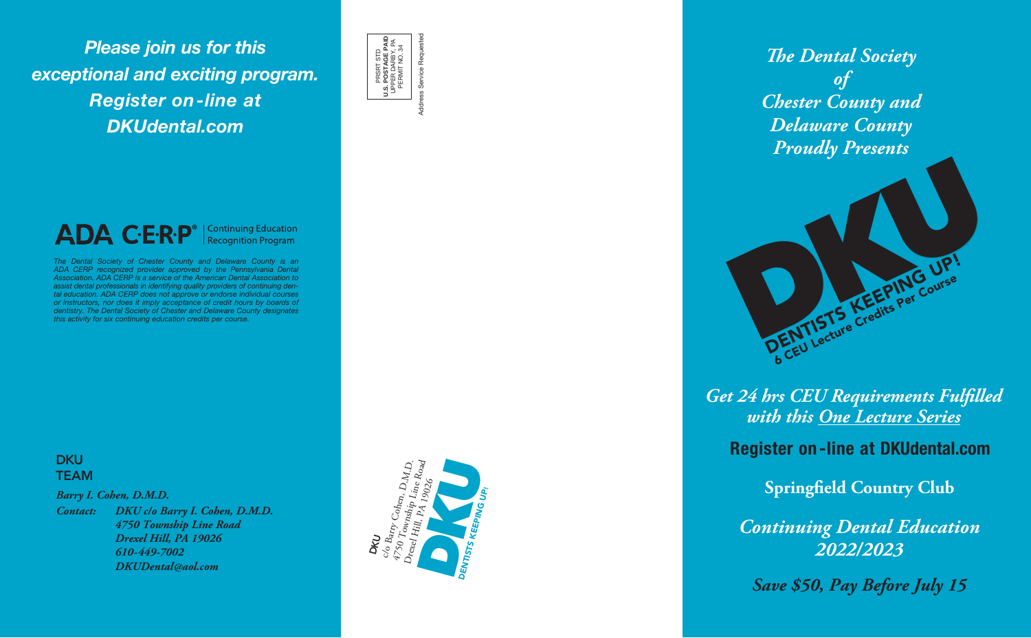*Please join us for this exceptional and exciting program. Register on-line at DKUdental.com*

ADA C·E·R·P® | Continuing Education Recognition Program

*The Dental Society of Chester County and Delaware County is an ADA CERP recognized provider approved by the Pennsylvania Dental Association. ADA CERP is a service of the American Dental Association to assist dental professionals in identifying quality providers of continuing dental education. ADA CERP does not approve or endorse individual courses or instructors, nor does it imply acceptance of credit hours by boards of dentistry. The Dental Society of Chester and Delaware County designates this activity for six continuing education credits per course.*

**DKU TEAM**

***Barry I. Cohen, D.M.D.***

***Contact:*** ***DKU c/o Barry I. Cohen, D.M.D.***
***4750 Township Line Road***
***Drexel Hill, PA 19026***
***610-449-7002***
***DKUDental@aol.com***

PRSRT STD
**U.S. POSTAGE PAID**
UPPER DARBY, PA
PERMIT NO. 34

Address Service Requested

DKU
*c/o Barry Cohen, D.M.D.*
*4750 Township Line Road*
*Drexel Hill, PA 19026*

DKU DENTISTS KEEPING UP!

*The Dental Society of Chester County and Delaware County Proudly Presents*

# DKU

DENTISTS KEEPING UP!
6 CEU Lecture Credits Per Course

***Get 24 hrs CEU Requirements Fulfilled with this One Lecture Series***

**Register on-line at DKUdental.com**

**Springfield Country Club**

***Continuing Dental Education 2022/2023***

***Save $50, Pay Before July 15***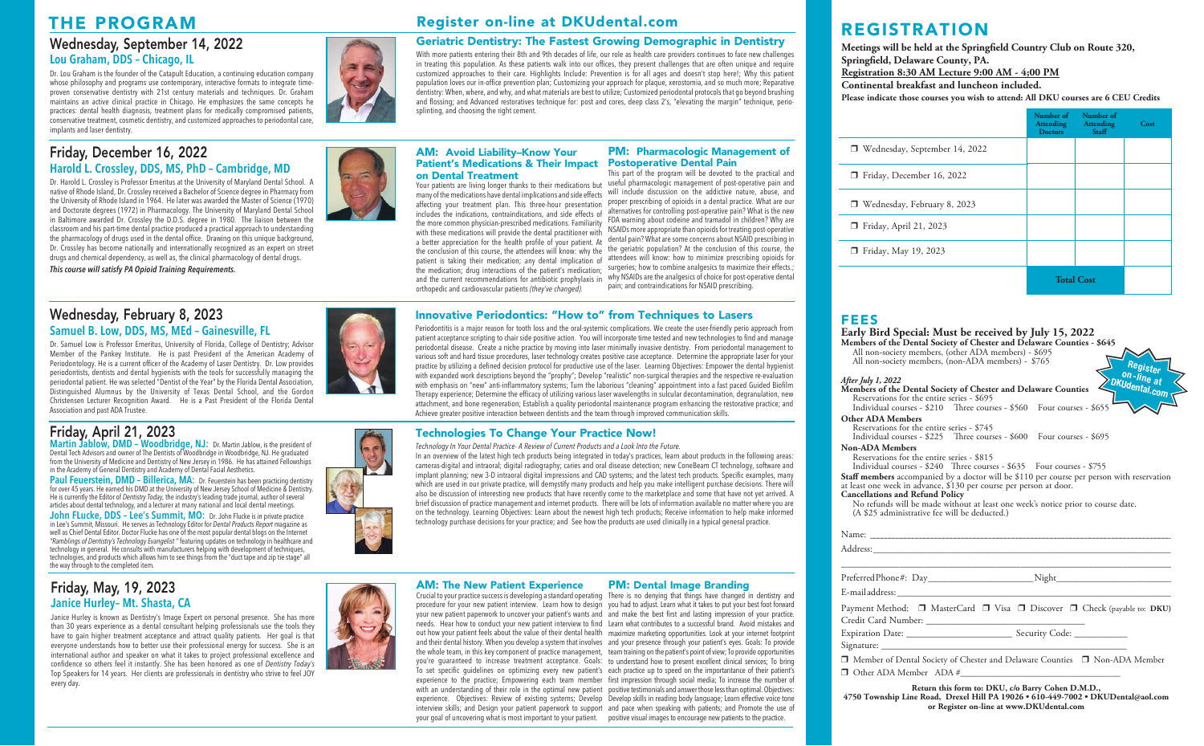# THE PROGRAM

## Wednesday, September 14, 2022

### Lou Graham, DDS – Chicago, IL

Dr. Lou Graham is the founder of the Catapult Education, a continuing education company whose philosophy and programs use contemporary, interactive formats to integrate time-proven conservative dentistry with 21st century materials and techniques. Dr. Graham maintains an active clinical practice in Chicago. He emphasizes the same concepts he practices: dental health diagnosis, treatment plans for medically compromised patients, conservative treatment, cosmetic dentistry, and customized approaches to periodontal care, implants and laser dentistry.

## Register on-line at DKUdental.com

### Geriatric Dentistry: The Fastest Growing Demographic in Dentistry

With more patients entering their 8th and 9th decades of life, our role as health care providers continues to face new challenges in treating this population. As these patients walk into our offices, they present challenges that are often unique and require customized approaches to their care. Highlights Include: Prevention is for all ages and doesn't stop here!; Why this patient population loves our in-office prevention plan; Customizing your approach for plaque, xerostomia, and so much more; Reparative dentistry: When, where, and why, and what materials are best to utilize; Customized periodontal protocols that go beyond brushing and flossing; and Advanced restoratives technique for: post and cores, deep class 2's, "elevating the margin" technique, perio-splinting, and choosing the right cement.

## Friday, December 16, 2022

### Harold L. Crossley, DDS, MS, PhD – Cambridge, MD

Dr. Harold L. Crossley is Professor Emeritus at the University of Maryland Dental School. A native of Rhode Island, Dr. Crossley received a Bachelor of Science degree in Pharmacy from the University of Rhode Island in 1964. He later was awarded the Master of Science (1970) and Doctorate degrees (1972) in Pharmacology. The University of Maryland Dental School in Baltimore awarded Dr. Crossley the D.D.S. degree in 1980. The liaison between the classroom and his part-time dental practice produced a practical approach to understanding the pharmacology of drugs used in the dental office. Drawing on this unique background, Dr. Crossley has become nationally and internationally recognized as an expert on street drugs and chemical dependency, as well as, the clinical pharmacology of dental drugs.

***This course will satisfy PA Opioid Training Requirements.***

### AM: Avoid Liability–Know Your Patient's Medications & Their Impact on Dental Treatment

Your patients are living longer thanks to their medications but many of the medications have dental implications and side effects affecting your treatment plan. This three-hour presentation includes the indications, contraindications, and side effects of the more common physician-prescribed medications. Familiarity with these medications will provide the dental practitioner with a better appreciation for the health profile of your patient. At the conclusion of this course, the attendees will know: why the patient is taking their medication; any dental implication of the medication; drug interactions of the patient's medication; and the current recommendations for antibiotic prophylaxis in orthopedic and cardiovascular patients *(they've changed)*.

### PM: Pharmacologic Management of Postoperative Dental Pain

This part of the program will be devoted to the practical and useful pharmacologic management of post-operative pain and will include discussion on the addictive nature, abuse, and proper prescribing of opioids in a dental practice. What are our alternatives for controlling post-operative pain? What is the new FDA warning about codeine and tramadol in children? Why are NSAIDs more appropriate than opioids for treating post-operative dental pain? What are some concerns about NSAID prescribing in the geriatric population? At the conclusion of this course, the attendees will know: how to minimize prescribing opioids for surgeries; how to combine analgesics to maximize their effects.; why NSAIDs are the analgesics of choice for post-operative dental pain; and contraindications for NSAID prescribing.

## Wednesday, February 8, 2023

### Samuel B. Low, DDS, MS, MEd – Gainesville, FL

Dr. Samuel Low is Professor Emeritus, University of Florida, College of Dentistry; Advisor Member of the Pankey Institute. He is past President of the American Academy of Periodontology. He is a current officer of the Academy of Laser Dentistry. Dr. Low provides periodontists, dentists and dental hygienists with the tools for successfully managing the periodontal patient. He was selected "Dentist of the Year" by the Florida Dental Association, Distinguished Alumnus by the University of Texas Dental School, and the Gordon Christensen Lecturer Recognition Award. He is a Past President of the Florida Dental Association and past ADA Trustee.

### Innovative Periodontics: "How to" from Techniques to Lasers

Periodontitis is a major reason for tooth loss and the oral-systemic complications. We create the user-friendly perio approach from patient acceptance scripting to their side positive action. You will incorporate time tested and new technologies to find and manage periodontal disease. Learn a vehicle practice by moving into laser minimally invasive dentistry. From periodontal management to various soft and hard tissue procedures, laser technology creates positive case acceptance. Determine the appropriate laser for your practice by utilizing a defined decision protocol for productive use of the laser. Learning Objectives: Empower the dental hygienist with expanded work descriptions beyond the "prophy"; Develop "realistic" non-surgical therapies and the respective re-evaluation with emphasis on "new" anti-inflammatory systems; Turn the laborious "cleaning" appointment into a fast paced Guided Biofilm Therapy experience; Determine the efficacy of utilizing various laser wavelengths in sulcular decontamination, degranulation, new attachment, and bone regeneration; Establish a quality periodontal maintenance program enhancing the restorative practice; and Achieve greater positive interaction between dentists and the team through improved communication skills.

## Friday, April 21, 2023

**Martin Jablow, DMD – Woodbridge, NJ:** Dr. Martin Jablow, is the president of Dental Tech Advisors and owner of The Dentists of Woodbridge in Woodbridge, NJ. He graduated from the University of Medicine and Dentistry of New Jersey in 1986. He has attained Fellowships in the Academy of General Dentistry and Academy of Dental Facial Aesthetics.

**Paul Feuerstein, DMD – Billerica, MA:** Dr. Feuerstein has been practicing dentistry for over 45 years. He earned his DMD at the University of New Jersey School of Medicine & Dentistry. He is currently the Editor of *Dentistry Today*, the industry's leading trade journal, author of several articles about dental technology, and a lecturer at many national and local dental meetings.

**John Flucke, DDS – Lee's Summit, MO:** Dr. John Flucke is in private practice in Lee's Summit, Missouri. He serves as Technology Editor for *Dental Products Report* magazine as well as Chief Dental Editor. Doctor Flucke has one of the most popular dental blogs on the Internet *"Ramblings of Dentistry's Technology Evangelist"* featuring updates on technology in healthcare and technology in general. He consults with manufacturers helping with development of techniques, technologies, and products which allows him to see things from the "duct tape and zip tie stage" all the way through to the completed item.

### Technologies To Change Your Practice Now!

*Technology In Your Dental Practice- A Review of Current Products and a Look Into the Future.*

In an overview of the latest high tech products being integrated in today's practices, learn about products in the following areas: cameras-digital and intraoral; digital radiography; caries and oral disease detection; new ConeBeam CT technology, software and implant planning; new 3-D intraoral digital impressions and CAD systems; and the latest tech products. Specific examples, many which are used in our private practice, will demystify many products and help you make intelligent purchase decisions. There will also be discussion of interesting new products that have recently come to the marketplace and some that have not yet arrived. A brief discussion of practice management and internet products. There will be lots of information available no matter where you are on the technology. Learning Objectives: Learn about the newest high tech products; Receive information to help make informed technology purchase decisions for your practice; and See how the products are used clinically in a typical general practice.

## Friday, May, 19, 2023

### Janice Hurley– Mt. Shasta, CA

Janice Hurley is known as Dentistry's Image Expert on personal presence. She has more than 30 years experience as a dental consultant helping professionals use the tools they have to gain higher treatment acceptance and attract quality patients. Her goal is that everyone understands how to better use their professional energy for success. She is an international author and speaker on what it takes to project professional excellence and confidence so others feel it instantly. She has been honored as one of *Dentistry Today's* Top Speakers for 14 years. Her clients are professionals in dentistry who strive to feel JOY every day.

### AM: The New Patient Experience

Crucial to your practice success is developing a standard operating procedure for your new patient interview. Learn how to design your new patient paperwork to uncover your patient's wants and needs. Hear how to conduct your new patient interview to find out how your patient feels about the value of their dental health and their dental history. When you develop a system that involves the whole team, in this key component of practice management, you're guaranteed to increase treatment acceptance. Goals: To set specific guidelines on optimizing every new patient's experience to the practice; Empowering each team member with an understanding of their role in the optimal new patient experience. Objectives: Review of existing systems; Develop interview skills; and Design your patient paperwork to support your goal of uncovering what is most important to your patient.

### PM: Dental Image Branding

There is no denying that things have changed in dentistry and you had to adjust. Learn what it takes to put your best foot forward and make the best first and lasting impression of your practice. Learn what contributes to a successful brand. Avoid mistakes and maximize marketing opportunities. Look at your internet footprint and your presence through your patient's eyes. Goals: To provide team training on the patient's point of view; To provide opportunities to understand how to present excellent clinical services; To bring each practice up to speed on the importantance of their patient's first impression through social media; To increase the number of positive testimonials and answer those less than optimal. Objectives: Develop skills in reading body language; Learn effective voice tone and pace when speaking with patients; and Promote the use of positive visual images to encourage new patients to the practice.

# REGISTRATION

**Meetings will be held at the Springfield Country Club on Route 320, Springfield, Delaware County, PA.**

**Registration 8:30 AM Lecture 9:00 AM - 4:00 PM**

**Continental breakfast and luncheon included.**

**Please indicate those courses you wish to attend: All DKU courses are 6 CEU Credits**

| | Number of Attending Doctors | Number of Attending Staff | Cost |
|---|---|---|---|
| ❒ Wednesday, September 14, 2022 | | | |
| ❒ Friday, December 16, 2022 | | | |
| ❒ Wednesday, February 8, 2023 | | | |
| ❒ Friday, April 21, 2023 | | | |
| ❒ Friday, May 19, 2023 | | | |
| | Total Cost | | |

# FEES

**Early Bird Special: Must be received by July 15, 2022**

**Members of the Dental Society of Chester and Delaware Counties - $645**

All non-society members, (other ADA members) - $695

All non-society members, (non-ADA members) - $765

Register on-line at DKUdental.com

***After July 1, 2022***

**Members of the Dental Society of Chester and Delaware Counties**

Reservations for the entire series - $695

Individual courses - $210 Three courses - $560 Four courses - $655

**Other ADA Members**

Reservations for the entire series - $745

Individual courses - $225 Three courses - $600 Four courses - $695

**Non-ADA Members**

Reservations for the entire series - $815

Individual courses - $240 Three courses - $635 Four courses - $755

**Staff members** accompanied by a doctor will be $110 per course per person with reservation at least one week in advance, $130 per course per person at door.

**Cancellations and Refund Policy**

No refunds will be made without at least one week's notice prior to course date. (A $25 administrative fee will be deducted.)

Name: ____________________

Address: ____________________

Preferred Phone#: Day____________ Night____________

E-mail address: ____________________

Payment Method: ❒ MasterCard ❒ Visa ❒ Discover ❒ Check (payable to: **DKU**)

Credit Card Number: ____________________

Expiration Date: ____________ Security Code: ________

Signature: ____________________

❒ Member of Dental Society of Chester and Delaware Counties ❒ Non-ADA Member

❒ Other ADA Member ADA #____________

**Return this form to: DKU, c/o Barry Cohen D.M.D., 4750 Township Line Road, Drexel Hill PA 19026 • 610-449-7002 • DKUDental@aol.com or Register on-line at www.DKUdental.com**